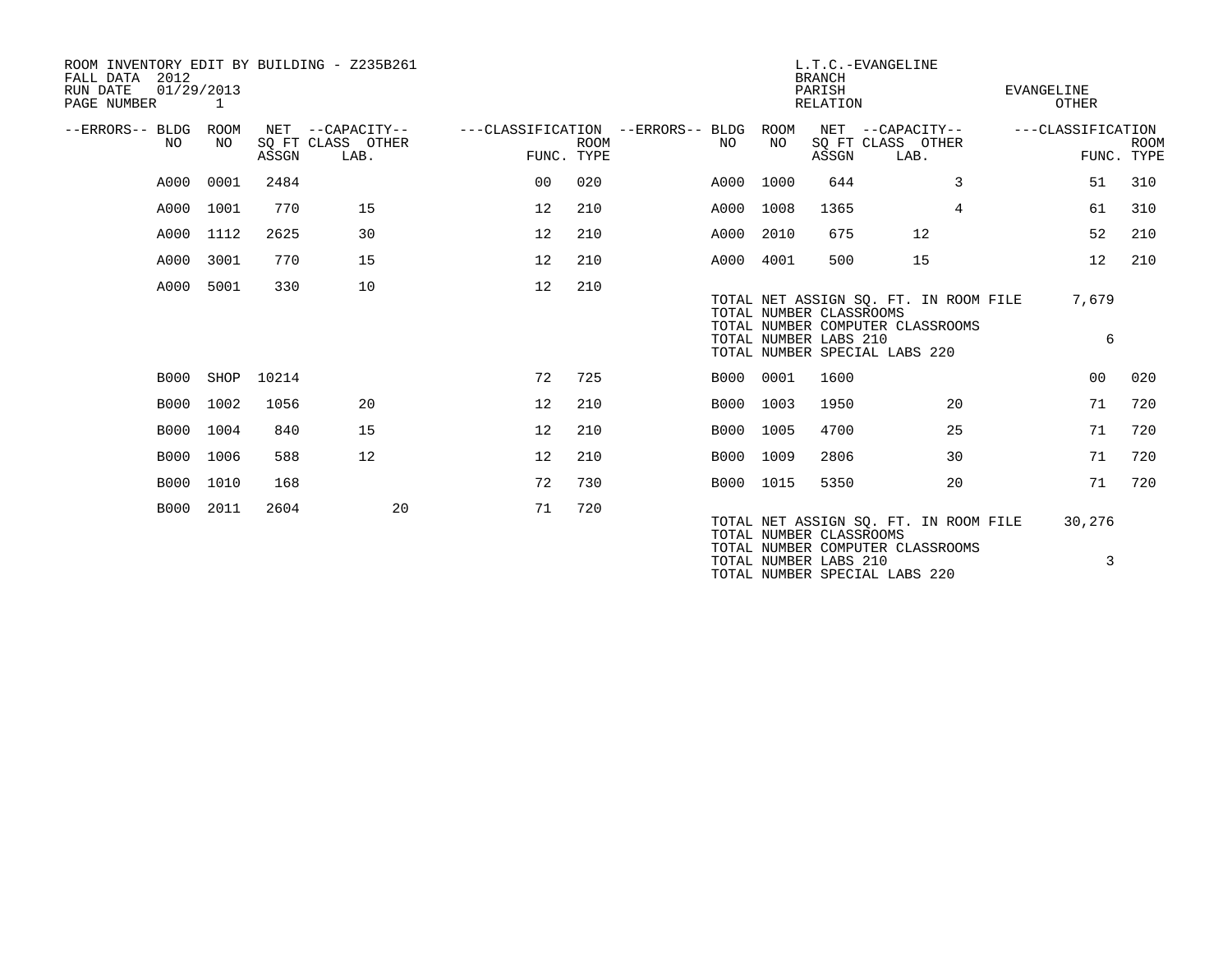ROOM INVENTORY EDIT BY BUILDING - Z235B261
FALL DATA 2012
RUN DATE 01/29/2013
PAGE NUMBER 1

L.T.C.-EVANGELINE
BRANCH
PARISH EVANGELINE
RELATION OTHER

| --ERRORS-- | BLDG NO | ROOM NO | NET SQ FT ASSGN | CAPACITY CLASS | CAPACITY OTHER LAB. | CLASSIFICATION FUNC. | ROOM TYPE | --ERRORS-- | BLDG NO | ROOM NO | NET SQ FT ASSGN | CAPACITY CLASS | CAPACITY OTHER LAB. | CLASSIFICATION FUNC. | ROOM TYPE |
|---|---|---|---|---|---|---|---|---|---|---|---|---|---|---|---|
| | A000 | 0001 | 2484 | | | 00 | 020 | | A000 | 1000 | 644 | | 3 | 51 | 310 |
| | A000 | 1001 | 770 | 15 | | 12 | 210 | | A000 | 1008 | 1365 | | 4 | 61 | 310 |
| | A000 | 1112 | 2625 | 30 | | 12 | 210 | | A000 | 2010 | 675 | 12 | | 52 | 210 |
| | A000 | 3001 | 770 | 15 | | 12 | 210 | | A000 | 4001 | 500 | 15 | | 12 | 210 |
| | A000 | 5001 | 330 | 10 | | 12 | 210 | | | | | | | | |

TOTAL NET ASSIGN SQ. FT. IN ROOM FILE 7,679
TOTAL NUMBER CLASSROOMS
TOTAL NUMBER COMPUTER CLASSROOMS
TOTAL NUMBER LABS 210 6
TOTAL NUMBER SPECIAL LABS 220

| --ERRORS-- | BLDG NO | ROOM NO | NET SQ FT ASSGN | CAPACITY CLASS | CAPACITY OTHER LAB. | CLASSIFICATION FUNC. | ROOM TYPE | --ERRORS-- | BLDG NO | ROOM NO | NET SQ FT ASSGN | CAPACITY CLASS | CAPACITY OTHER LAB. | CLASSIFICATION FUNC. | ROOM TYPE |
|---|---|---|---|---|---|---|---|---|---|---|---|---|---|---|---|
| | B000 | SHOP | 10214 | | | 72 | 725 | | B000 | 0001 | 1600 | | | 00 | 020 |
| | B000 | 1002 | 1056 | 20 | | 12 | 210 | | B000 | 1003 | 1950 | | 20 | 71 | 720 |
| | B000 | 1004 | 840 | 15 | | 12 | 210 | | B000 | 1005 | 4700 | | 25 | 71 | 720 |
| | B000 | 1006 | 588 | 12 | | 12 | 210 | | B000 | 1009 | 2806 | | 30 | 71 | 720 |
| | B000 | 1010 | 168 | | | 72 | 730 | | B000 | 1015 | 5350 | | 20 | 71 | 720 |
| | B000 | 2011 | 2604 | | 20 | 71 | 720 | | | | | | | | |

TOTAL NET ASSIGN SQ. FT. IN ROOM FILE 30,276
TOTAL NUMBER CLASSROOMS
TOTAL NUMBER COMPUTER CLASSROOMS
TOTAL NUMBER LABS 210 3
TOTAL NUMBER SPECIAL LABS 220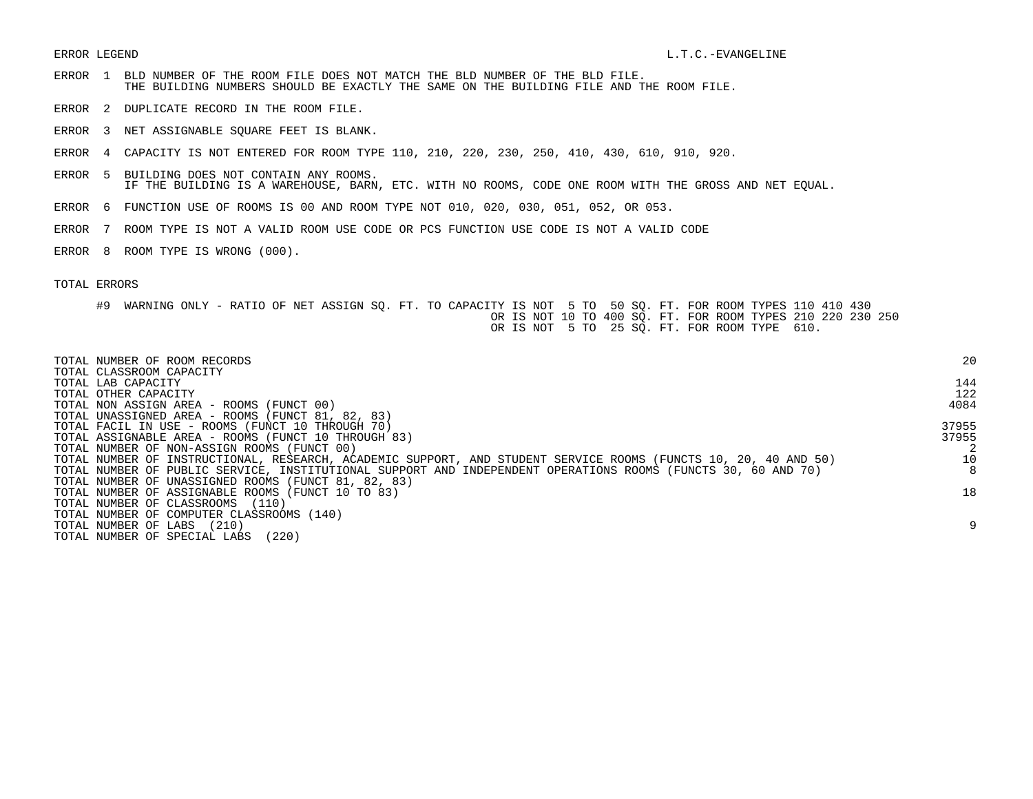ERROR LEGEND L.T.C.-EVANGELINE

ERROR 1 BLD NUMBER OF THE ROOM FILE DOES NOT MATCH THE BLD NUMBER OF THE BLD FILE.
THE BUILDING NUMBERS SHOULD BE EXACTLY THE SAME ON THE BUILDING FILE AND THE ROOM FILE.

ERROR 2 DUPLICATE RECORD IN THE ROOM FILE.

ERROR 3 NET ASSIGNABLE SQUARE FEET IS BLANK.

ERROR 4 CAPACITY IS NOT ENTERED FOR ROOM TYPE 110, 210, 220, 230, 250, 410, 430, 610, 910, 920.

ERROR 5 BUILDING DOES NOT CONTAIN ANY ROOMS.
IF THE BUILDING IS A WAREHOUSE, BARN, ETC. WITH NO ROOMS, CODE ONE ROOM WITH THE GROSS AND NET EQUAL.

ERROR 6 FUNCTION USE OF ROOMS IS 00 AND ROOM TYPE NOT 010, 020, 030, 051, 052, OR 053.

ERROR 7 ROOM TYPE IS NOT A VALID ROOM USE CODE OR PCS FUNCTION USE CODE IS NOT A VALID CODE

ERROR 8 ROOM TYPE IS WRONG (000).

TOTAL ERRORS

#9 WARNING ONLY - RATIO OF NET ASSIGN SQ. FT. TO CAPACITY IS NOT 5 TO 50 SQ. FT. FOR ROOM TYPES 110 410 430
OR IS NOT 10 TO 400 SQ. FT. FOR ROOM TYPES 210 220 230 250
OR IS NOT 5 TO 25 SQ. FT. FOR ROOM TYPE 610.

| | |
|---|---|
| TOTAL NUMBER OF ROOM RECORDS | 20 |
| TOTAL CLASSROOM CAPACITY | |
| TOTAL LAB CAPACITY | 144 |
| TOTAL OTHER CAPACITY | 122 |
| TOTAL NON ASSIGN AREA - ROOMS (FUNCT 00) | 4084 |
| TOTAL UNASSIGNED AREA - ROOMS (FUNCT 81, 82, 83) | |
| TOTAL FACIL IN USE - ROOMS (FUNCT 10 THROUGH 70) | 37955 |
| TOTAL ASSIGNABLE AREA - ROOMS (FUNCT 10 THROUGH 83) | 37955 |
| TOTAL NUMBER OF NON-ASSIGN ROOMS (FUNCT 00) | 2 |
| TOTAL NUMBER OF INSTRUCTIONAL, RESEARCH, ACADEMIC SUPPORT, AND STUDENT SERVICE ROOMS (FUNCTS 10, 20, 40 AND 50) | 10 |
| TOTAL NUMBER OF PUBLIC SERVICE, INSTITUTIONAL SUPPORT AND INDEPENDENT OPERATIONS ROOMS (FUNCTS 30, 60 AND 70) | 8 |
| TOTAL NUMBER OF UNASSIGNED ROOMS (FUNCT 81, 82, 83) | |
| TOTAL NUMBER OF ASSIGNABLE ROOMS (FUNCT 10 TO 83) | 18 |
| TOTAL NUMBER OF CLASSROOMS (110) | |
| TOTAL NUMBER OF COMPUTER CLASSROOMS (140) | |
| TOTAL NUMBER OF LABS (210) | 9 |
| TOTAL NUMBER OF SPECIAL LABS (220) | |